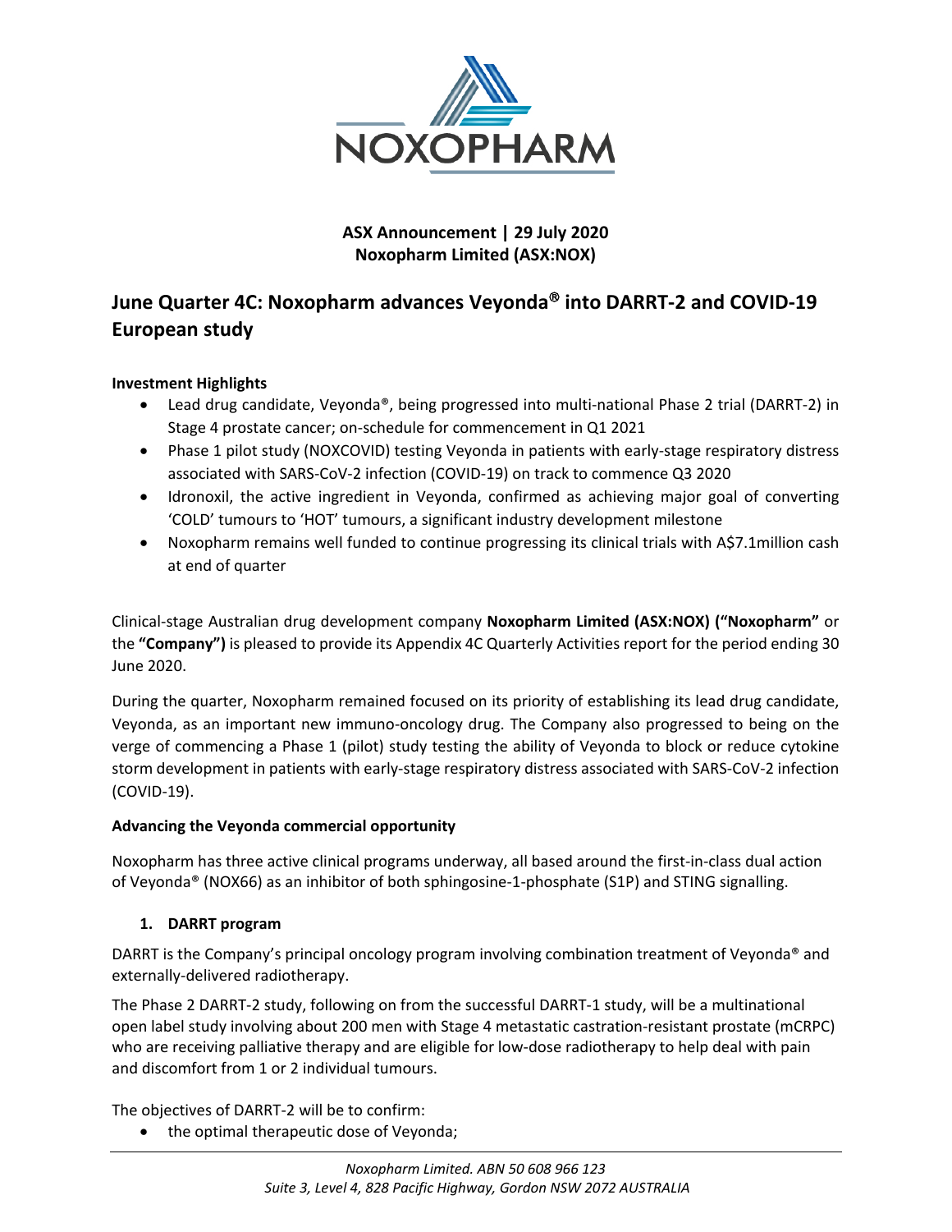**ASX Announcement | 29 July 2020**
**Noxopharm Limited (ASX:NOX)**

# June Quarter 4C: Noxopharm advances Veyonda® into DARRT-2 and COVID-19 European study

**Investment Highlights**

- Lead drug candidate, Veyonda®, being progressed into multi-national Phase 2 trial (DARRT-2) in Stage 4 prostate cancer; on-schedule for commencement in Q1 2021
- Phase 1 pilot study (NOXCOVID) testing Veyonda in patients with early-stage respiratory distress associated with SARS-CoV-2 infection (COVID-19) on track to commence Q3 2020
- Idronoxil, the active ingredient in Veyonda, confirmed as achieving major goal of converting 'COLD' tumours to 'HOT' tumours, a significant industry development milestone
- Noxopharm remains well funded to continue progressing its clinical trials with A$7.1million cash at end of quarter

Clinical-stage Australian drug development company **Noxopharm Limited (ASX:NOX) ("Noxopharm"** or the **"Company")** is pleased to provide its Appendix 4C Quarterly Activities report for the period ending 30 June 2020.

During the quarter, Noxopharm remained focused on its priority of establishing its lead drug candidate, Veyonda, as an important new immuno-oncology drug. The Company also progressed to being on the verge of commencing a Phase 1 (pilot) study testing the ability of Veyonda to block or reduce cytokine storm development in patients with early-stage respiratory distress associated with SARS-CoV-2 infection (COVID-19).

**Advancing the Veyonda commercial opportunity**

Noxopharm has three active clinical programs underway, all based around the first-in-class dual action of Veyonda® (NOX66) as an inhibitor of both sphingosine-1-phosphate (S1P) and STING signalling.

1. **DARRT program**

DARRT is the Company's principal oncology program involving combination treatment of Veyonda® and externally-delivered radiotherapy.

The Phase 2 DARRT-2 study, following on from the successful DARRT-1 study, will be a multinational open label study involving about 200 men with Stage 4 metastatic castration-resistant prostate (mCRPC) who are receiving palliative therapy and are eligible for low-dose radiotherapy to help deal with pain and discomfort from 1 or 2 individual tumours.

The objectives of DARRT-2 will be to confirm:

- the optimal therapeutic dose of Veyonda;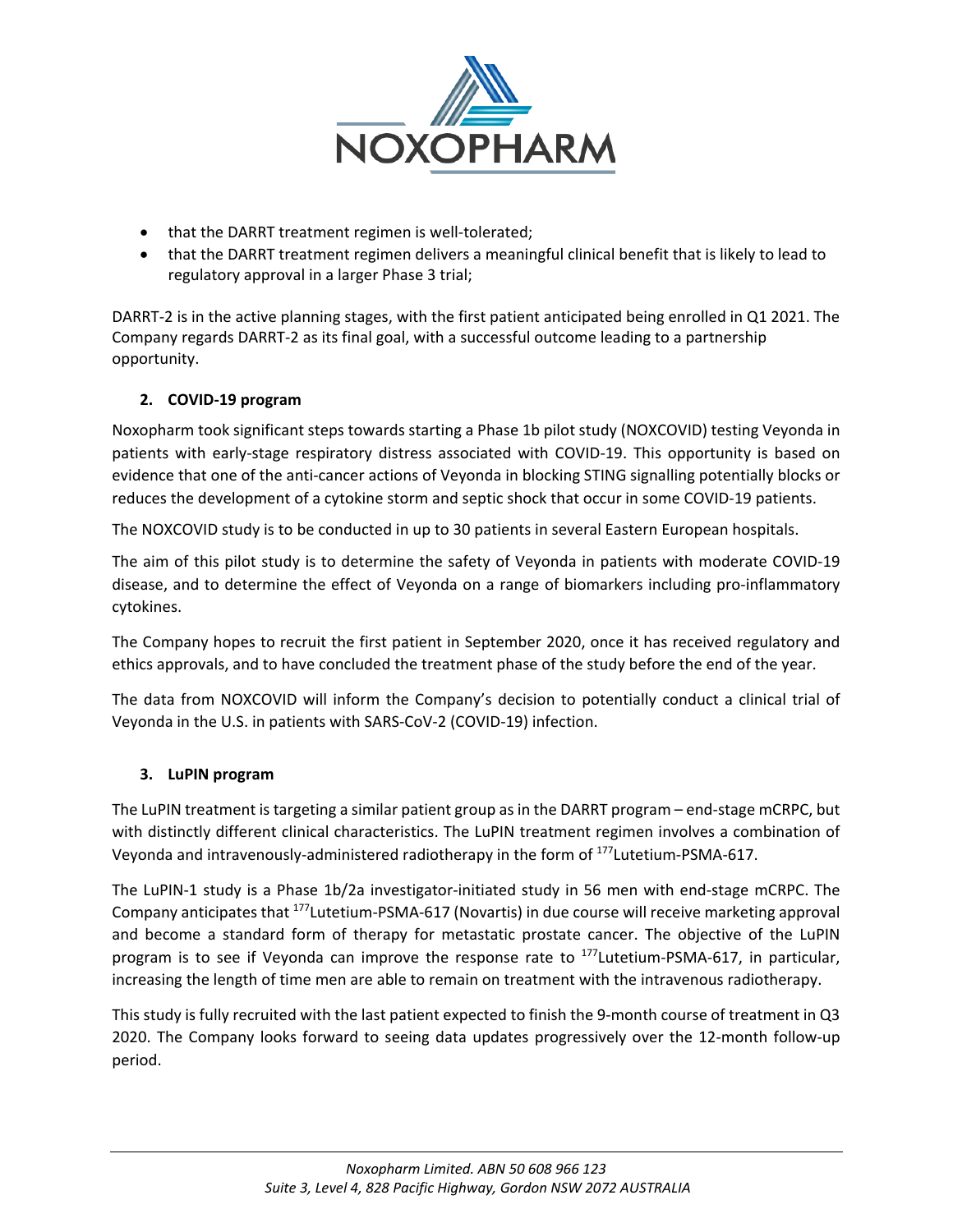- that the DARRT treatment regimen is well-tolerated;
- that the DARRT treatment regimen delivers a meaningful clinical benefit that is likely to lead to regulatory approval in a larger Phase 3 trial;

DARRT-2 is in the active planning stages, with the first patient anticipated being enrolled in Q1 2021. The Company regards DARRT-2 as its final goal, with a successful outcome leading to a partnership opportunity.

### 2. COVID-19 program

Noxopharm took significant steps towards starting a Phase 1b pilot study (NOXCOVID) testing Veyonda in patients with early-stage respiratory distress associated with COVID-19. This opportunity is based on evidence that one of the anti-cancer actions of Veyonda in blocking STING signalling potentially blocks or reduces the development of a cytokine storm and septic shock that occur in some COVID-19 patients.

The NOXCOVID study is to be conducted in up to 30 patients in several Eastern European hospitals.

The aim of this pilot study is to determine the safety of Veyonda in patients with moderate COVID-19 disease, and to determine the effect of Veyonda on a range of biomarkers including pro-inflammatory cytokines.

The Company hopes to recruit the first patient in September 2020, once it has received regulatory and ethics approvals, and to have concluded the treatment phase of the study before the end of the year.

The data from NOXCOVID will inform the Company's decision to potentially conduct a clinical trial of Veyonda in the U.S. in patients with SARS-CoV-2 (COVID-19) infection.

### 3. LuPIN program

The LuPIN treatment is targeting a similar patient group as in the DARRT program – end-stage mCRPC, but with distinctly different clinical characteristics. The LuPIN treatment regimen involves a combination of Veyonda and intravenously-administered radiotherapy in the form of $^{177}$Lutetium-PSMA-617.

The LuPIN-1 study is a Phase 1b/2a investigator-initiated study in 56 men with end-stage mCRPC. The Company anticipates that $^{177}$Lutetium-PSMA-617 (Novartis) in due course will receive marketing approval and become a standard form of therapy for metastatic prostate cancer. The objective of the LuPIN program is to see if Veyonda can improve the response rate to $^{177}$Lutetium-PSMA-617, in particular, increasing the length of time men are able to remain on treatment with the intravenous radiotherapy.

This study is fully recruited with the last patient expected to finish the 9-month course of treatment in Q3 2020. The Company looks forward to seeing data updates progressively over the 12-month follow-up period.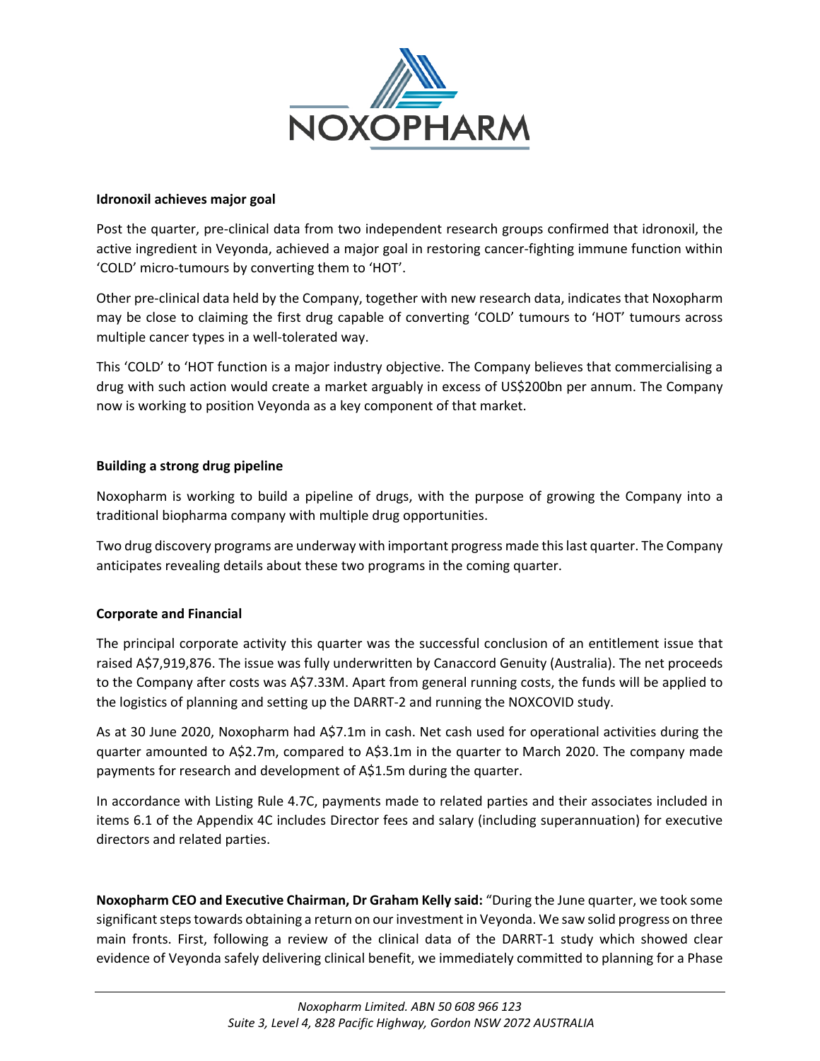**Idronoxil achieves major goal**

Post the quarter, pre-clinical data from two independent research groups confirmed that idronoxil, the active ingredient in Veyonda, achieved a major goal in restoring cancer-fighting immune function within 'COLD' micro-tumours by converting them to 'HOT'.

Other pre-clinical data held by the Company, together with new research data, indicates that Noxopharm may be close to claiming the first drug capable of converting 'COLD' tumours to 'HOT' tumours across multiple cancer types in a well-tolerated way.

This 'COLD' to 'HOT function is a major industry objective. The Company believes that commercialising a drug with such action would create a market arguably in excess of US$200bn per annum. The Company now is working to position Veyonda as a key component of that market.

**Building a strong drug pipeline**

Noxopharm is working to build a pipeline of drugs, with the purpose of growing the Company into a traditional biopharma company with multiple drug opportunities.

Two drug discovery programs are underway with important progress made this last quarter. The Company anticipates revealing details about these two programs in the coming quarter.

**Corporate and Financial**

The principal corporate activity this quarter was the successful conclusion of an entitlement issue that raised A$7,919,876. The issue was fully underwritten by Canaccord Genuity (Australia). The net proceeds to the Company after costs was A$7.33M. Apart from general running costs, the funds will be applied to the logistics of planning and setting up the DARRT-2 and running the NOXCOVID study.

As at 30 June 2020, Noxopharm had A$7.1m in cash. Net cash used for operational activities during the quarter amounted to A$2.7m, compared to A$3.1m in the quarter to March 2020. The company made payments for research and development of A$1.5m during the quarter.

In accordance with Listing Rule 4.7C, payments made to related parties and their associates included in items 6.1 of the Appendix 4C includes Director fees and salary (including superannuation) for executive directors and related parties.

**Noxopharm CEO and Executive Chairman, Dr Graham Kelly said:** "During the June quarter, we took some significant steps towards obtaining a return on our investment in Veyonda. We saw solid progress on three main fronts. First, following a review of the clinical data of the DARRT-1 study which showed clear evidence of Veyonda safely delivering clinical benefit, we immediately committed to planning for a Phase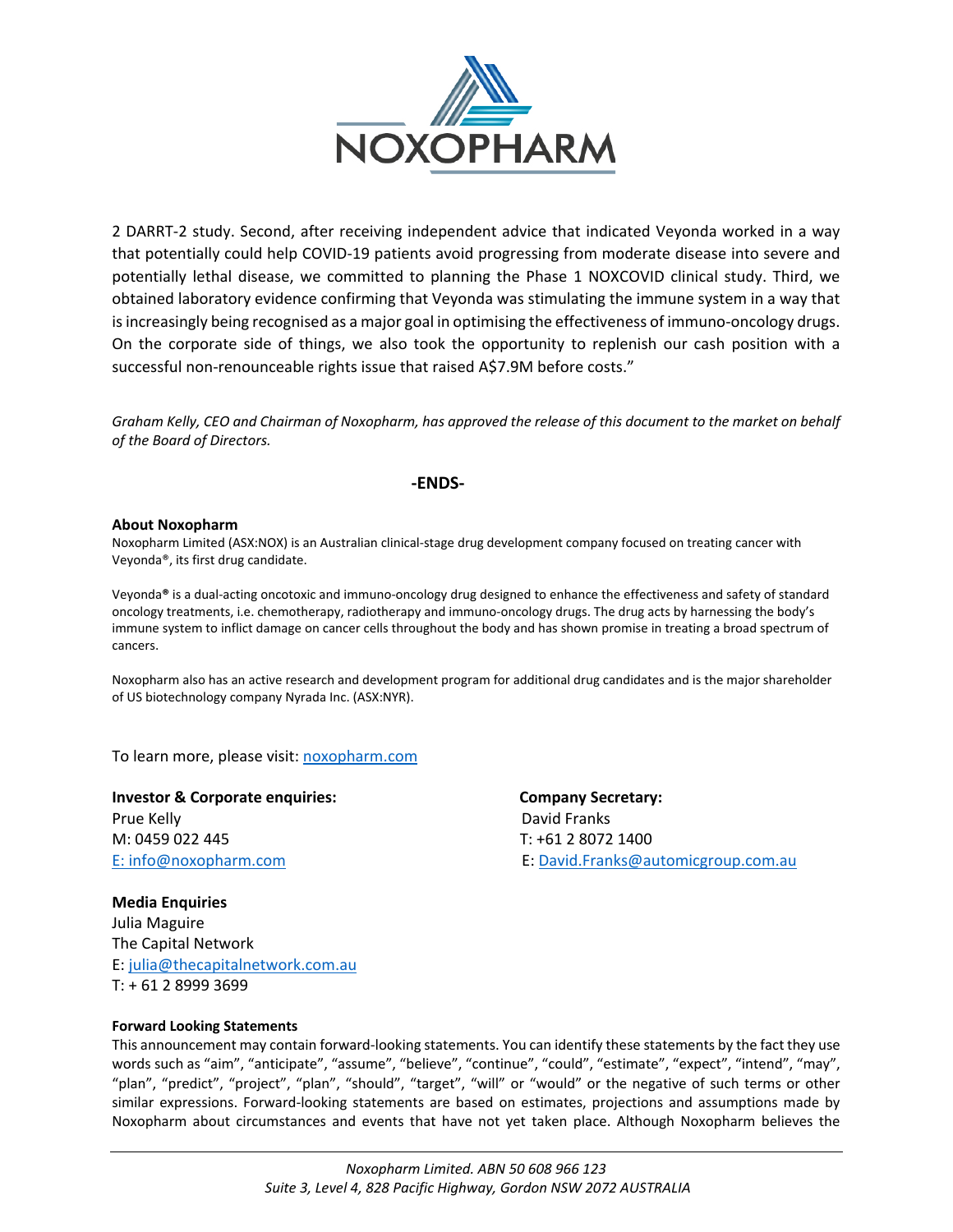2 DARRT-2 study. Second, after receiving independent advice that indicated Veyonda worked in a way that potentially could help COVID-19 patients avoid progressing from moderate disease into severe and potentially lethal disease, we committed to planning the Phase 1 NOXCOVID clinical study. Third, we obtained laboratory evidence confirming that Veyonda was stimulating the immune system in a way that is increasingly being recognised as a major goal in optimising the effectiveness of immuno-oncology drugs. On the corporate side of things, we also took the opportunity to replenish our cash position with a successful non-renounceable rights issue that raised A$7.9M before costs."

*Graham Kelly, CEO and Chairman of Noxopharm, has approved the release of this document to the market on behalf of the Board of Directors.*

**-ENDS-**

**About Noxopharm**

Noxopharm Limited (ASX:NOX) is an Australian clinical-stage drug development company focused on treating cancer with Veyonda®, its first drug candidate.

Veyonda® is a dual-acting oncotoxic and immuno-oncology drug designed to enhance the effectiveness and safety of standard oncology treatments, i.e. chemotherapy, radiotherapy and immuno-oncology drugs. The drug acts by harnessing the body's immune system to inflict damage on cancer cells throughout the body and has shown promise in treating a broad spectrum of cancers.

Noxopharm also has an active research and development program for additional drug candidates and is the major shareholder of US biotechnology company Nyrada Inc. (ASX:NYR).

To learn more, please visit: [noxopharm.com](noxopharm.com)

**Investor & Corporate enquiries:**
Prue Kelly
M: 0459 022 445
E: info@noxopharm.com

**Company Secretary:**
David Franks
T: +61 2 8072 1400
E: David.Franks@automicgroup.com.au

**Media Enquiries**
Julia Maguire
The Capital Network
E: julia@thecapitalnetwork.com.au
T: + 61 2 8999 3699

**Forward Looking Statements**

This announcement may contain forward-looking statements. You can identify these statements by the fact they use words such as "aim", "anticipate", "assume", "believe", "continue", "could", "estimate", "expect", "intend", "may", "plan", "predict", "project", "plan", "should", "target", "will" or "would" or the negative of such terms or other similar expressions. Forward-looking statements are based on estimates, projections and assumptions made by Noxopharm about circumstances and events that have not yet taken place. Although Noxopharm believes the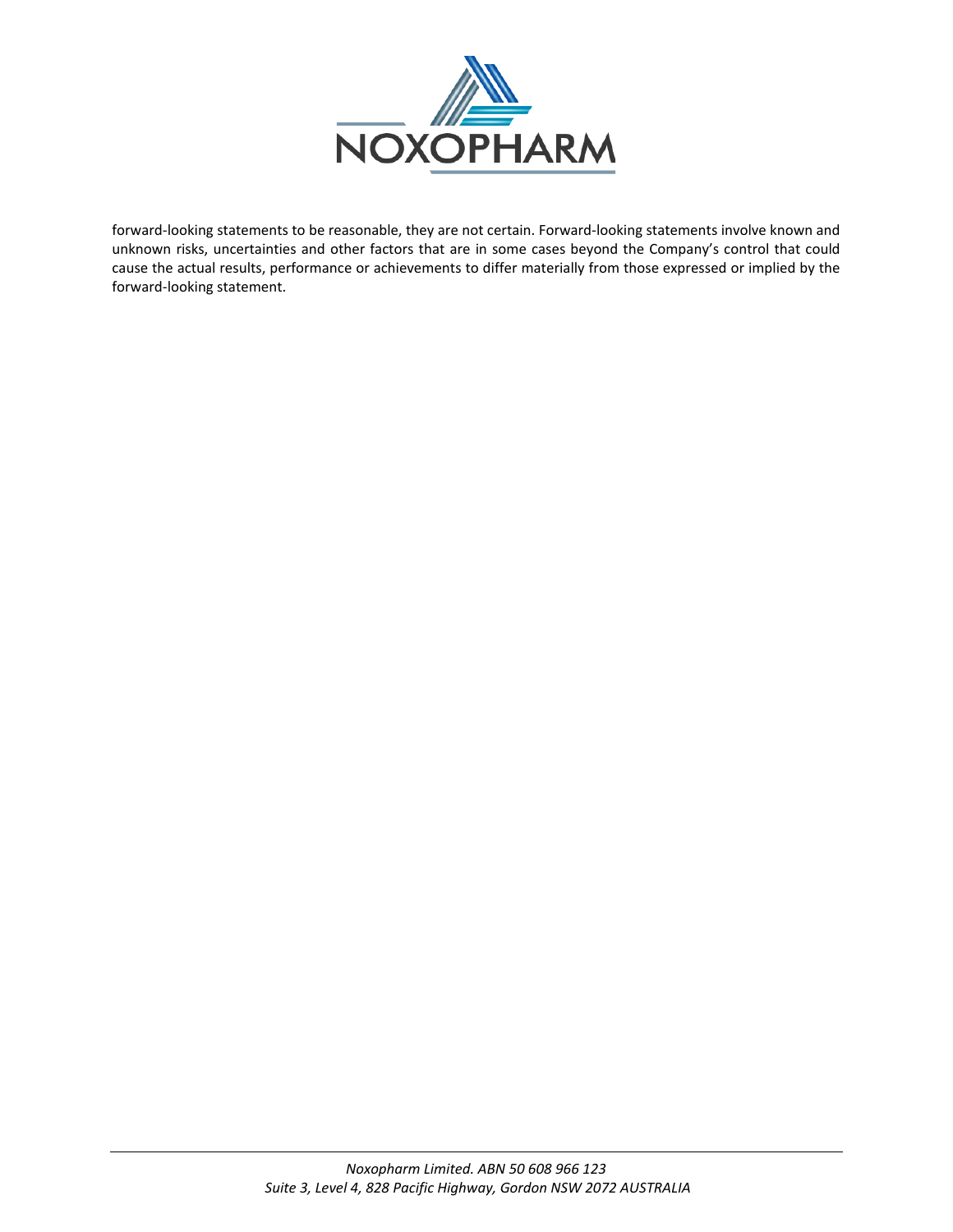forward-looking statements to be reasonable, they are not certain. Forward-looking statements involve known and unknown risks, uncertainties and other factors that are in some cases beyond the Company's control that could cause the actual results, performance or achievements to differ materially from those expressed or implied by the forward-looking statement.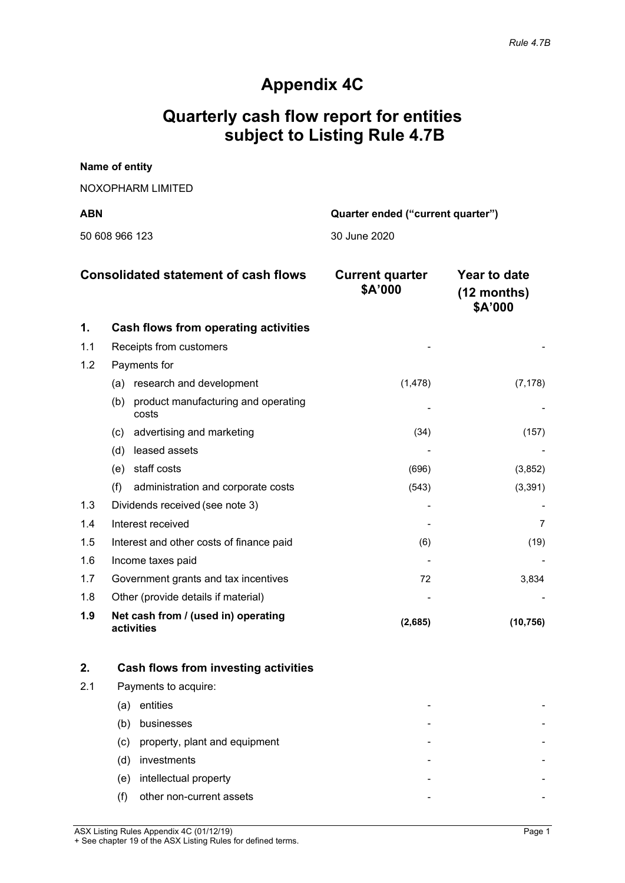# Appendix 4C

# Quarterly cash flow report for entities subject to Listing Rule 4.7B

**Name of entity**

NOXOPHARM LIMITED

| **ABN** | **Quarter ended ("current quarter")** |
|---|---|
| 50 608 966 123 | 30 June 2020 |

| | **Consolidated statement of cash flows** | **Current quarter $A'000** | **Year to date (12 months) $A'000** |
|---|---|---|---|
| **1.** | **Cash flows from operating activities** | | |
| 1.1 | Receipts from customers | - | - |
| 1.2 | Payments for | | |
| | (a) research and development | (1,478) | (7,178) |
| | (b) product manufacturing and operating costs | - | - |
| | (c) advertising and marketing | (34) | (157) |
| | (d) leased assets | - | - |
| | (e) staff costs | (696) | (3,852) |
| | (f) administration and corporate costs | (543) | (3,391) |
| 1.3 | Dividends received (see note 3) | - | - |
| 1.4 | Interest received | - | 7 |
| 1.5 | Interest and other costs of finance paid | (6) | (19) |
| 1.6 | Income taxes paid | - | - |
| 1.7 | Government grants and tax incentives | 72 | 3,834 |
| 1.8 | Other (provide details if material) | - | - |
| **1.9** | **Net cash from / (used in) operating activities** | **(2,685)** | **(10,756)** |
| | | | |
| **2.** | **Cash flows from investing activities** | | |
| 2.1 | Payments to acquire: | | |
| | (a) entities | - | - |
| | (b) businesses | - | - |
| | (c) property, plant and equipment | - | - |
| | (d) investments | - | - |
| | (e) intellectual property | - | - |
| | (f) other non-current assets | - | - |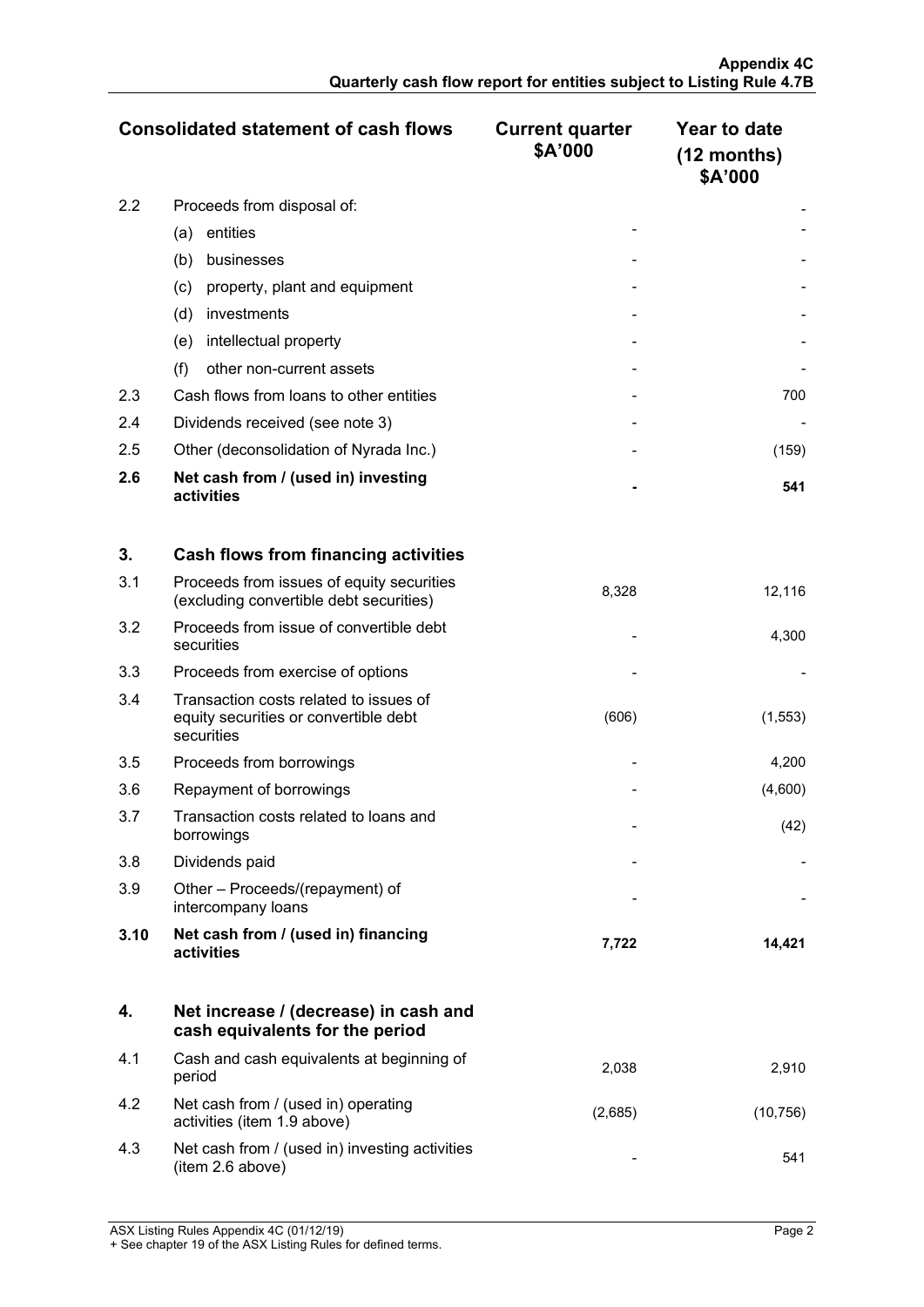| Consolidated statement of cash flows | | Current quarter $A'000 | Year to date (12 months) $A'000 |
|---|---|---|---|
| 2.2 | Proceeds from disposal of: | | - |
| | (a) entities | - | - |
| | (b) businesses | - | - |
| | (c) property, plant and equipment | - | - |
| | (d) investments | - | - |
| | (e) intellectual property | - | - |
| | (f) other non-current assets | - | - |
| 2.3 | Cash flows from loans to other entities | - | 700 |
| 2.4 | Dividends received (see note 3) | - | - |
| 2.5 | Other (deconsolidation of Nyrada Inc.) | - | (159) |
| **2.6** | **Net cash from / (used in) investing activities** | **-** | **541** |
| | | | |
| **3.** | **Cash flows from financing activities** | | |
| 3.1 | Proceeds from issues of equity securities (excluding convertible debt securities) | 8,328 | 12,116 |
| 3.2 | Proceeds from issue of convertible debt securities | - | 4,300 |
| 3.3 | Proceeds from exercise of options | - | - |
| 3.4 | Transaction costs related to issues of equity securities or convertible debt securities | (606) | (1,553) |
| 3.5 | Proceeds from borrowings | - | 4,200 |
| 3.6 | Repayment of borrowings | - | (4,600) |
| 3.7 | Transaction costs related to loans and borrowings | - | (42) |
| 3.8 | Dividends paid | - | - |
| 3.9 | Other – Proceeds/(repayment) of intercompany loans | - | - |
| **3.10** | **Net cash from / (used in) financing activities** | **7,722** | **14,421** |
| | | | |
| **4.** | **Net increase / (decrease) in cash and cash equivalents for the period** | | |
| 4.1 | Cash and cash equivalents at beginning of period | 2,038 | 2,910 |
| 4.2 | Net cash from / (used in) operating activities (item 1.9 above) | (2,685) | (10,756) |
| 4.3 | Net cash from / (used in) investing activities (item 2.6 above) | - | 541 |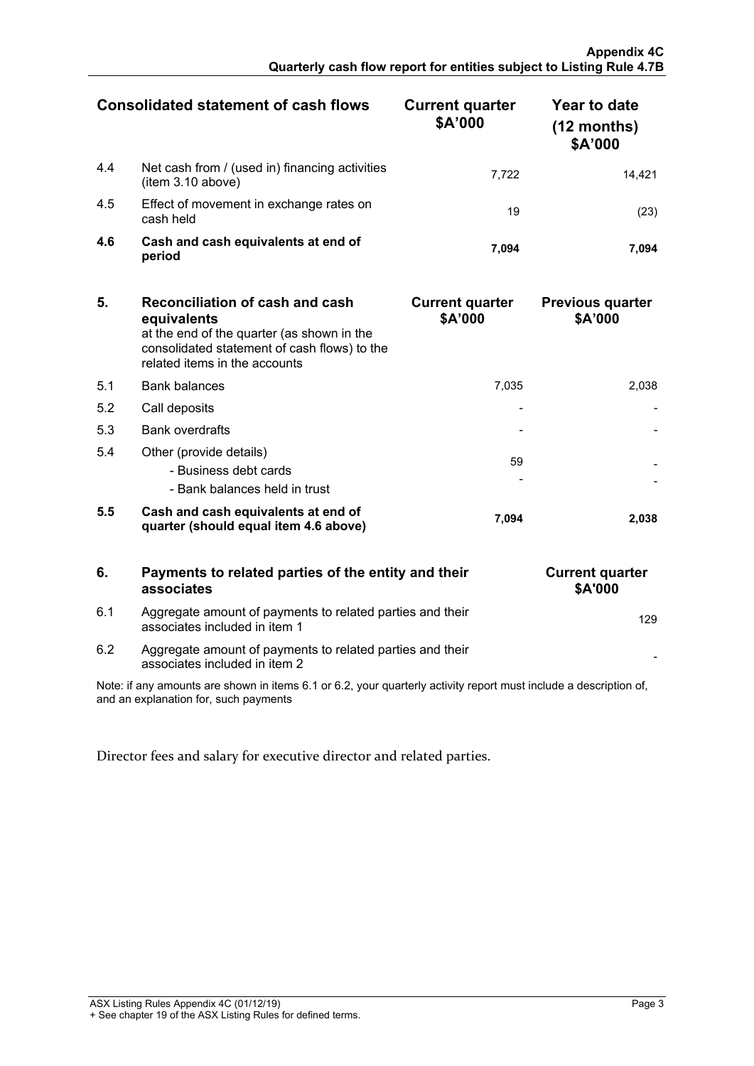| Consolidated statement of cash flows | | Current quarter $A'000 | Year to date (12 months) $A'000 |
|---|---|---|---|
| 4.4 | Net cash from / (used in) financing activities (item 3.10 above) | 7,722 | 14,421 |
| 4.5 | Effect of movement in exchange rates on cash held | 19 | (23) |
| **4.6** | **Cash and cash equivalents at end of period** | **7,094** | **7,094** |

| **5.** | **Reconciliation of cash and cash equivalents** at the end of the quarter (as shown in the consolidated statement of cash flows) to the related items in the accounts | **Current quarter $A'000** | **Previous quarter $A'000** |
|---|---|---|---|
| 5.1 | Bank balances | 7,035 | 2,038 |
| 5.2 | Call deposits | - | - |
| 5.3 | Bank overdrafts | - | - |
| 5.4 | Other (provide details)<br>- Business debt cards<br>- Bank balances held in trust | 59<br>- | -<br>- |
| **5.5** | **Cash and cash equivalents at end of quarter (should equal item 4.6 above)** | **7,094** | **2,038** |

| **6.** | **Payments to related parties of the entity and their associates** | **Current quarter $A'000** |
|---|---|---|
| 6.1 | Aggregate amount of payments to related parties and their associates included in item 1 | 129 |
| 6.2 | Aggregate amount of payments to related parties and their associates included in item 2 | - |

Note: if any amounts are shown in items 6.1 or 6.2, your quarterly activity report must include a description of, and an explanation for, such payments

Director fees and salary for executive director and related parties.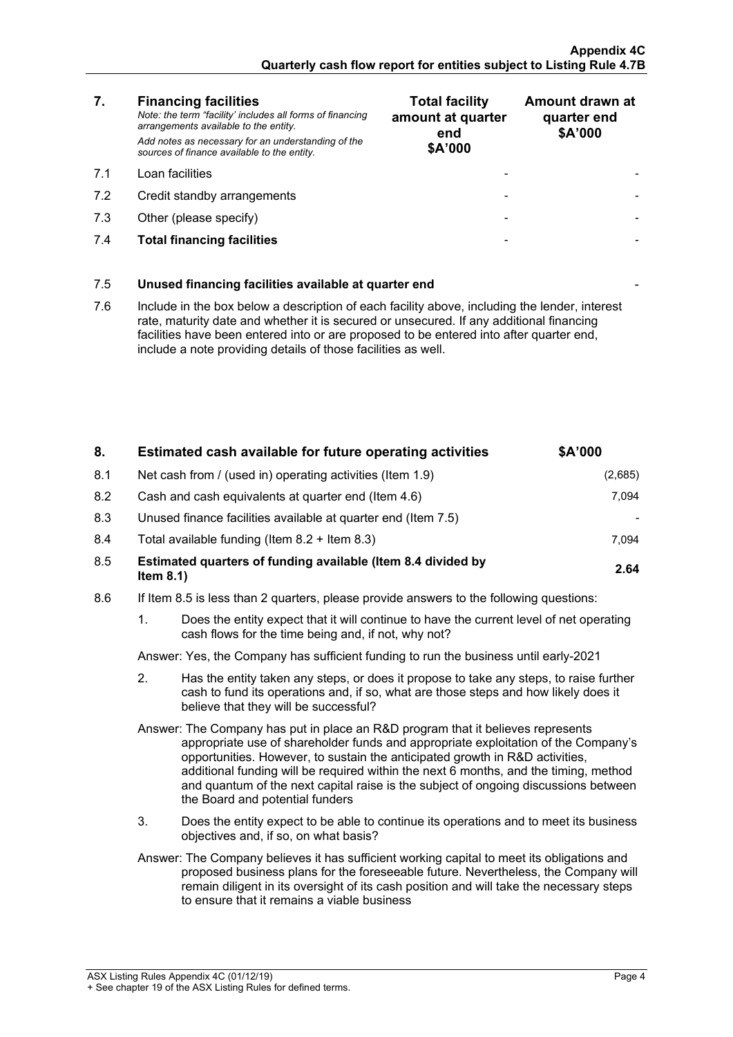| 7. | **Financing facilities** *Note: the term "facility' includes all forms of financing arrangements available to the entity.* *Add notes as necessary for an understanding of the sources of finance available to the entity.* | **Total facility amount at quarter end $A'000** | **Amount drawn at quarter end $A'000** |
|---|---|---|---|
| 7.1 | Loan facilities | - | - |
| 7.2 | Credit standby arrangements | - | - |
| 7.3 | Other (please specify) | - | - |
| 7.4 | **Total financing facilities** | - | - |

| | | |
|---|---|---|
| 7.5 | **Unused financing facilities available at quarter end** | - |

7.6 Include in the box below a description of each facility above, including the lender, interest rate, maturity date and whether it is secured or unsecured. If any additional financing facilities have been entered into or are proposed to be entered into after quarter end, include a note providing details of those facilities as well.

| 8. | **Estimated cash available for future operating activities** | **$A'000** |
|---|---|---|
| 8.1 | Net cash from / (used in) operating activities (Item 1.9) | (2,685) |
| 8.2 | Cash and cash equivalents at quarter end (Item 4.6) | 7,094 |
| 8.3 | Unused finance facilities available at quarter end (Item 7.5) | - |
| 8.4 | Total available funding (Item 8.2 + Item 8.3) | 7,094 |
| 8.5 | **Estimated quarters of funding available (Item 8.4 divided by Item 8.1)** | **2.64** |

8.6 If Item 8.5 is less than 2 quarters, please provide answers to the following questions:

1. Does the entity expect that it will continue to have the current level of net operating cash flows for the time being and, if not, why not?

Answer: Yes, the Company has sufficient funding to run the business until early-2021

2. Has the entity taken any steps, or does it propose to take any steps, to raise further cash to fund its operations and, if so, what are those steps and how likely does it believe that they will be successful?

Answer: The Company has put in place an R&D program that it believes represents appropriate use of shareholder funds and appropriate exploitation of the Company's opportunities. However, to sustain the anticipated growth in R&D activities, additional funding will be required within the next 6 months, and the timing, method and quantum of the next capital raise is the subject of ongoing discussions between the Board and potential funders

3. Does the entity expect to be able to continue its operations and to meet its business objectives and, if so, on what basis?

Answer: The Company believes it has sufficient working capital to meet its obligations and proposed business plans for the foreseeable future. Nevertheless, the Company will remain diligent in its oversight of its cash position and will take the necessary steps to ensure that it remains a viable business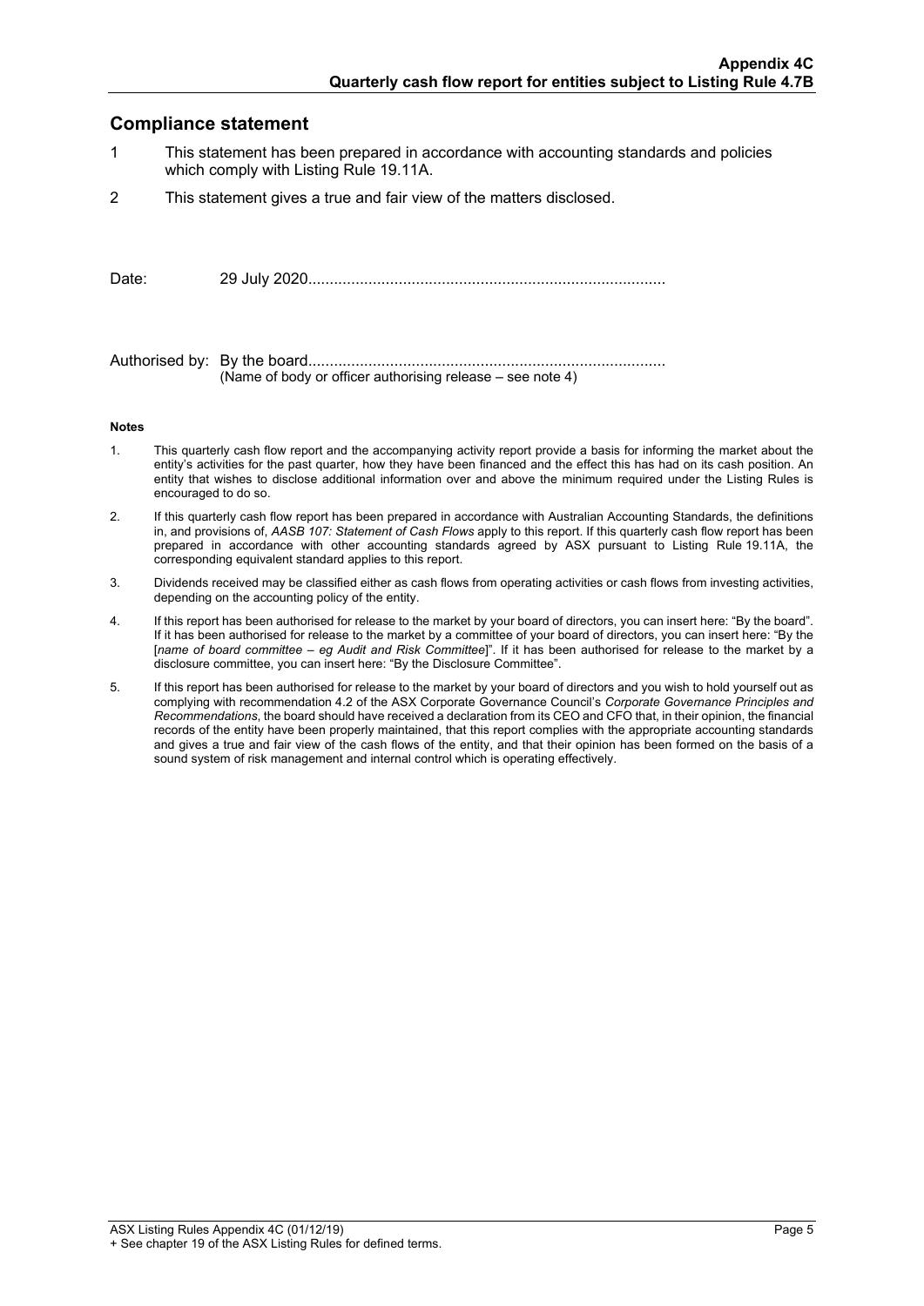## Compliance statement

1. This statement has been prepared in accordance with accounting standards and policies which comply with Listing Rule 19.11A.
2. This statement gives a true and fair view of the matters disclosed.

Date: 29 July 2020..................................................................................

Authorised by: By the board..................................................................................
(Name of body or officer authorising release – see note 4)

**Notes**

1. This quarterly cash flow report and the accompanying activity report provide a basis for informing the market about the entity's activities for the past quarter, how they have been financed and the effect this has had on its cash position. An entity that wishes to disclose additional information over and above the minimum required under the Listing Rules is encouraged to do so.
2. If this quarterly cash flow report has been prepared in accordance with Australian Accounting Standards, the definitions in, and provisions of, *AASB 107: Statement of Cash Flows* apply to this report. If this quarterly cash flow report has been prepared in accordance with other accounting standards agreed by ASX pursuant to Listing Rule 19.11A, the corresponding equivalent standard applies to this report.
3. Dividends received may be classified either as cash flows from operating activities or cash flows from investing activities, depending on the accounting policy of the entity.
4. If this report has been authorised for release to the market by your board of directors, you can insert here: "By the board". If it has been authorised for release to the market by a committee of your board of directors, you can insert here: "By the [*name of board committee – eg Audit and Risk Committee*]". If it has been authorised for release to the market by a disclosure committee, you can insert here: "By the Disclosure Committee".
5. If this report has been authorised for release to the market by your board of directors and you wish to hold yourself out as complying with recommendation 4.2 of the ASX Corporate Governance Council's *Corporate Governance Principles and Recommendations*, the board should have received a declaration from its CEO and CFO that, in their opinion, the financial records of the entity have been properly maintained, that this report complies with the appropriate accounting standards and gives a true and fair view of the cash flows of the entity, and that their opinion has been formed on the basis of a sound system of risk management and internal control which is operating effectively.